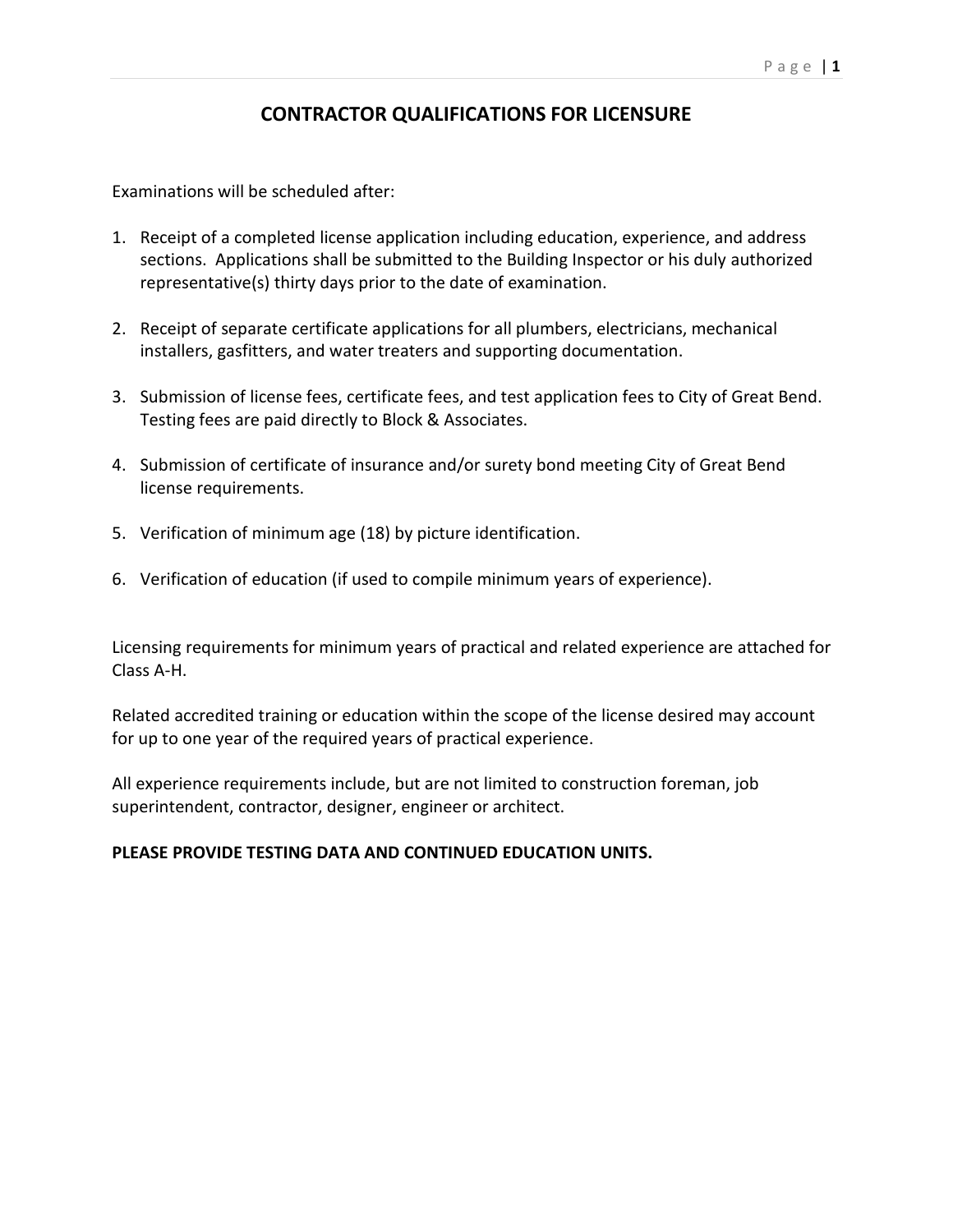# CONTRACTOR QUALIFICATIONS FOR LICENSURE

Examinations will be scheduled after:

1. Receipt of a completed license application including education, experience, and address sections. Applications shall be submitted to the Building Inspector or his duly authorized representative(s) thirty days prior to the date of examination.

2. Receipt of separate certificate applications for all plumbers, electricians, mechanical installers, gasfitters, and water treaters and supporting documentation.

3. Submission of license fees, certificate fees, and test application fees to City of Great Bend. Testing fees are paid directly to Block & Associates.

4. Submission of certificate of insurance and/or surety bond meeting City of Great Bend license requirements.

5. Verification of minimum age (18) by picture identification.

6. Verification of education (if used to compile minimum years of experience).

Licensing requirements for minimum years of practical and related experience are attached for Class A-H.

Related accredited training or education within the scope of the license desired may account for up to one year of the required years of practical experience.

All experience requirements include, but are not limited to construction foreman, job superintendent, contractor, designer, engineer or architect.

**PLEASE PROVIDE TESTING DATA AND CONTINUED EDUCATION UNITS.**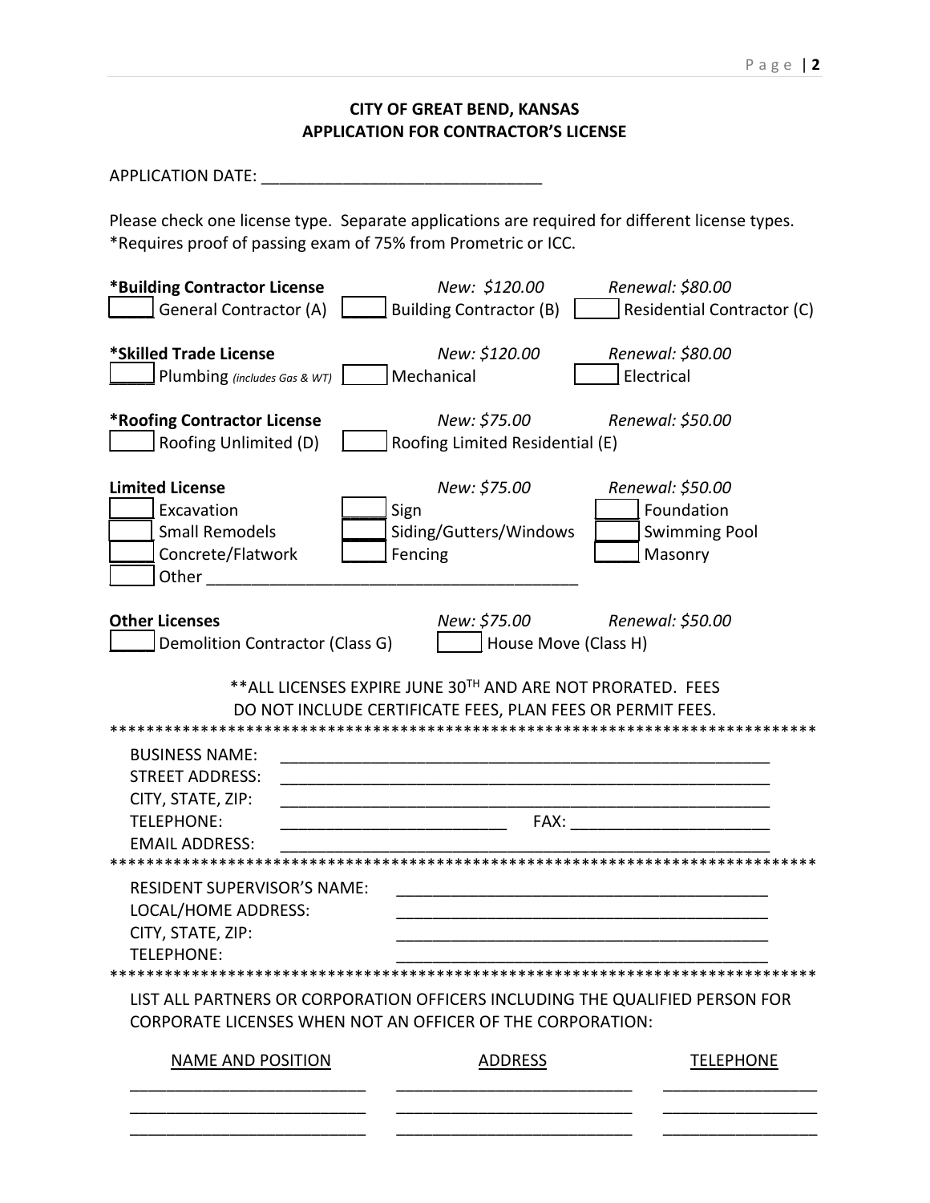# CITY OF GREAT BEND, KANSAS
## APPLICATION FOR CONTRACTOR'S LICENSE

APPLICATION DATE: ______________________________

Please check one license type. Separate applications are required for different license types.
*Requires proof of passing exam of 75% from Prometric or ICC.

**\*Building Contractor License** *New: $120.00* *Renewal: $80.00*

☐ General Contractor (A) ☐ Building Contractor (B) ☐ Residential Contractor (C)

**\*Skilled Trade License** *New: $120.00* *Renewal: $80.00*

☐ Plumbing *(includes Gas & WT)* ☐ Mechanical ☐ Electrical

**\*Roofing Contractor License** *New: $75.00* *Renewal: $50.00*

☐ Roofing Unlimited (D) ☐ Roofing Limited Residential (E)

**Limited License** *New: $75.00* *Renewal: $50.00*

☐ Excavation ☐ Sign ☐ Foundation
☐ Small Remodels ☐ Siding/Gutters/Windows ☐ Swimming Pool
☐ Concrete/Flatwork ☐ Fencing ☐ Masonry
☐ Other ________________________________________

**Other Licenses** *New: $75.00* *Renewal: $50.00*

☐ Demolition Contractor (Class G) ☐ House Move (Class H)

**ALL LICENSES EXPIRE JUNE 30TH AND ARE NOT PRORATED. FEES DO NOT INCLUDE CERTIFICATE FEES, PLAN FEES OR PERMIT FEES.

*******************************************************************************

BUSINESS NAME: ________________________________________________________
STREET ADDRESS: ________________________________________________________
CITY, STATE, ZIP: ________________________________________________________
TELEPHONE: _________________________ FAX: _____________________
EMAIL ADDRESS: ________________________________________________________

*******************************************************************************

RESIDENT SUPERVISOR'S NAME: ________________________________________
LOCAL/HOME ADDRESS: ________________________________________
CITY, STATE, ZIP: ________________________________________
TELEPHONE: ________________________________________

*******************************************************************************

LIST ALL PARTNERS OR CORPORATION OFFICERS INCLUDING THE QUALIFIED PERSON FOR CORPORATE LICENSES WHEN NOT AN OFFICER OF THE CORPORATION:

| NAME AND POSITION | ADDRESS | TELEPHONE |
|---|---|---|
| | | |
| | | |
| | | |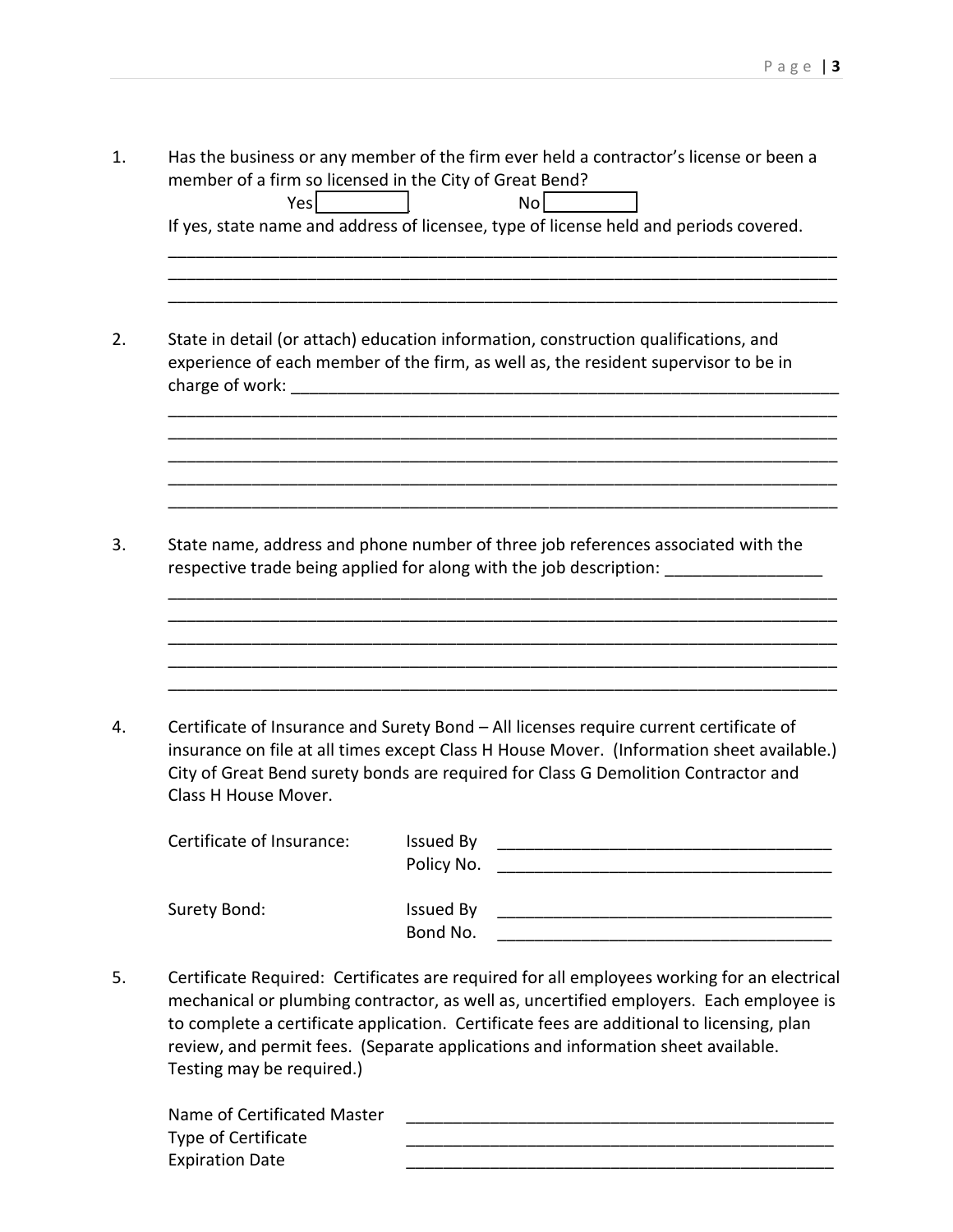1. Has the business or any member of the firm ever held a contractor's license or been a member of a firm so licensed in the City of Great Bend?

   Yes ☐ No ☐

   If yes, state name and address of licensee, type of license held and periods covered.

   ___________________________________________________________________________
   ___________________________________________________________________________
   ___________________________________________________________________________

2. State in detail (or attach) education information, construction qualifications, and experience of each member of the firm, as well as, the resident supervisor to be in charge of work: ______________________________________________________________

   ___________________________________________________________________________
   ___________________________________________________________________________
   ___________________________________________________________________________
   ___________________________________________________________________________
   ___________________________________________________________________________

3. State name, address and phone number of three job references associated with the respective trade being applied for along with the job description: _________________

   ___________________________________________________________________________
   ___________________________________________________________________________
   ___________________________________________________________________________
   ___________________________________________________________________________
   ___________________________________________________________________________

4. Certificate of Insurance and Surety Bond – All licenses require current certificate of insurance on file at all times except Class H House Mover. (Information sheet available.) City of Great Bend surety bonds are required for Class G Demolition Contractor and Class H House Mover.

   Certificate of Insurance: Issued By _____________________________________

   Policy No. _____________________________________

   Surety Bond: Issued By _____________________________________

   Bond No. _____________________________________

5. Certificate Required: Certificates are required for all employees working for an electrical mechanical or plumbing contractor, as well as, uncertified employers. Each employee is to complete a certificate application. Certificate fees are additional to licensing, plan review, and permit fees. (Separate applications and information sheet available. Testing may be required.)

   Name of Certificated Master _________________________________________________

   Type of Certificate _________________________________________________

   Expiration Date _________________________________________________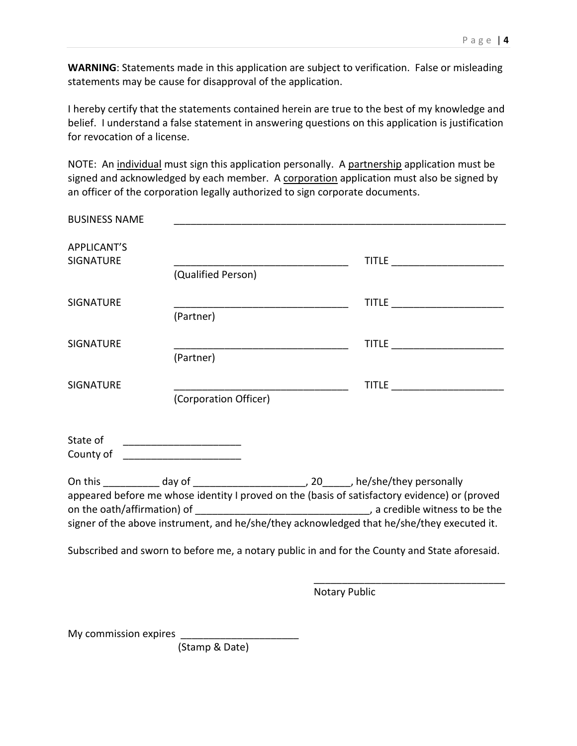**WARNING**: Statements made in this application are subject to verification. False or misleading statements may be cause for disapproval of the application.

I hereby certify that the statements contained herein are true to the best of my knowledge and belief. I understand a false statement in answering questions on this application is justification for revocation of a license.

NOTE: An individual must sign this application personally. A partnership application must be signed and acknowledged by each member. A corporation application must also be signed by an officer of the corporation legally authorized to sign corporate documents.

BUSINESS NAME ____________________________________________________________

APPLICANT'S SIGNATURE ______________________________ TITLE ____________________
(Qualified Person)

SIGNATURE ______________________________ TITLE ____________________
(Partner)

SIGNATURE ______________________________ TITLE ____________________
(Partner)

SIGNATURE ______________________________ TITLE ____________________
(Corporation Officer)

State of ____________________
County of ____________________

On this __________ day of ____________________, 20_____, he/she/they personally appeared before me whose identity I proved on the (basis of satisfactory evidence) or (proved on the oath/affirmation) of ______________________________, a credible witness to be the signer of the above instrument, and he/she/they acknowledged that he/she/they executed it.

Subscribed and sworn to before me, a notary public in and for the County and State aforesaid.

__________________________________
Notary Public

My commission expires ____________________
(Stamp & Date)